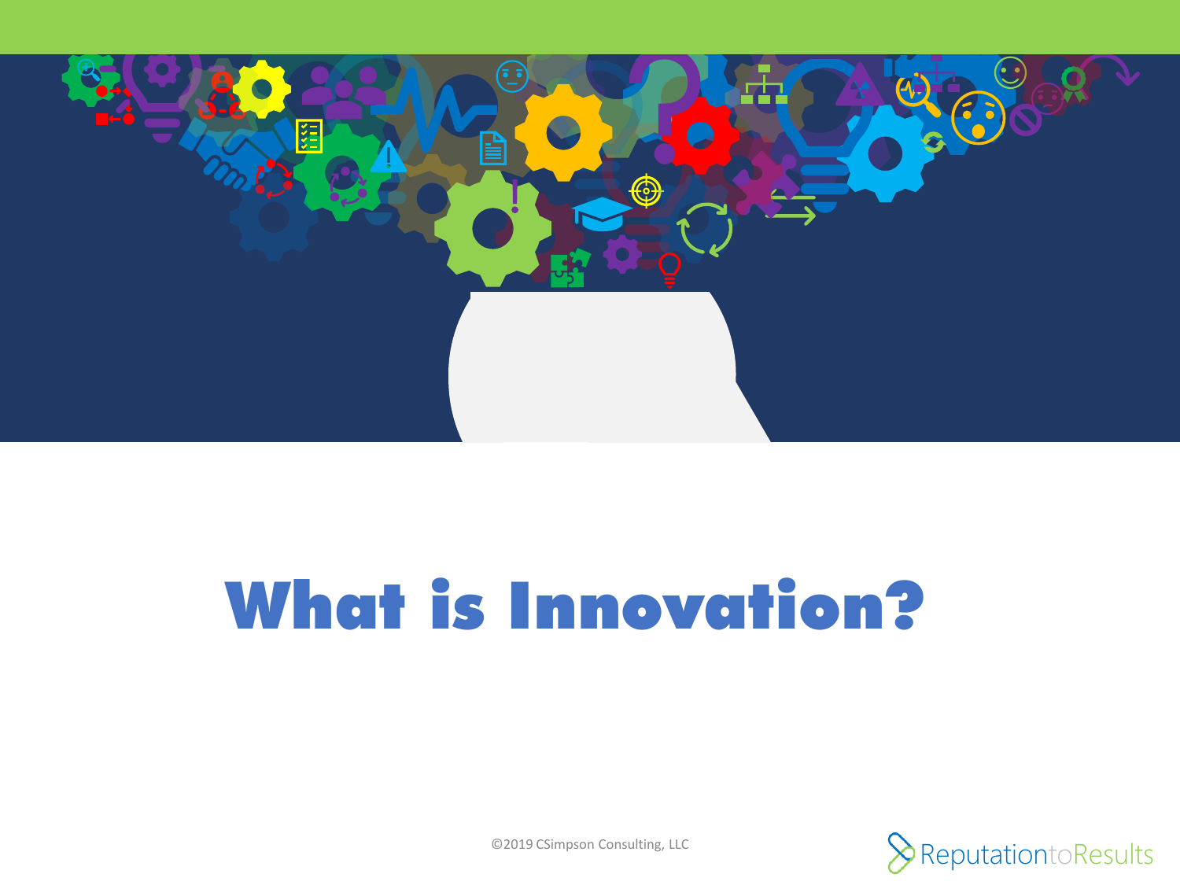# What is Innovation?

©2019 CSimpson Consulting, LLC

ReputationtoResults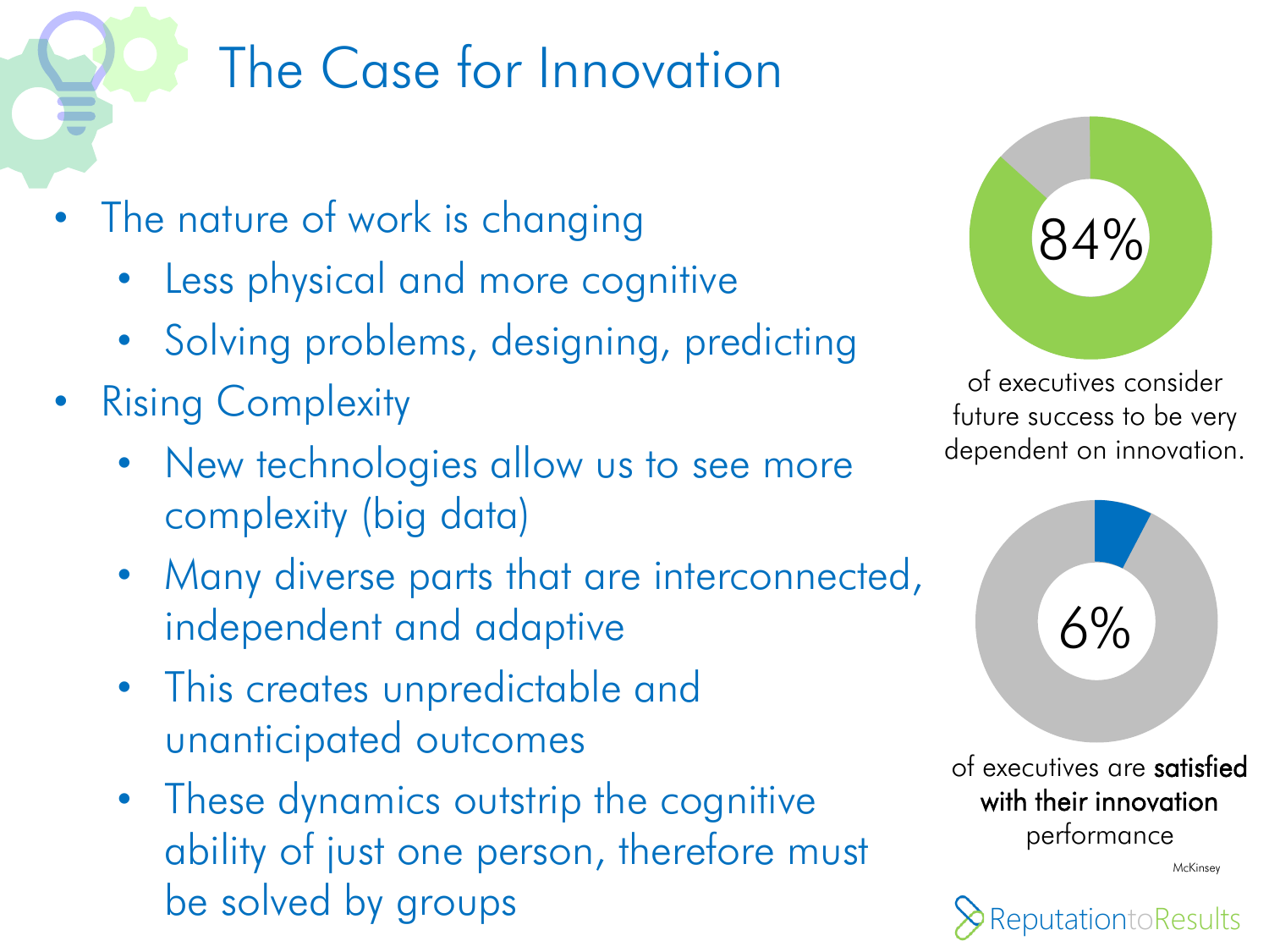# The Case for Innovation

- The nature of work is changing
  - Less physical and more cognitive
  - Solving problems, designing, predicting
- Rising Complexity
  - New technologies allow us to see more complexity (big data)
  - Many diverse parts that are interconnected, independent and adaptive
  - This creates unpredictable and unanticipated outcomes
  - These dynamics outstrip the cognitive ability of just one person, therefore must be solved by groups

84%

of executives consider future success to be very dependent on innovation.

6%

of executives are **satisfied with their innovation** performance

McKinsey

ReputationtoResults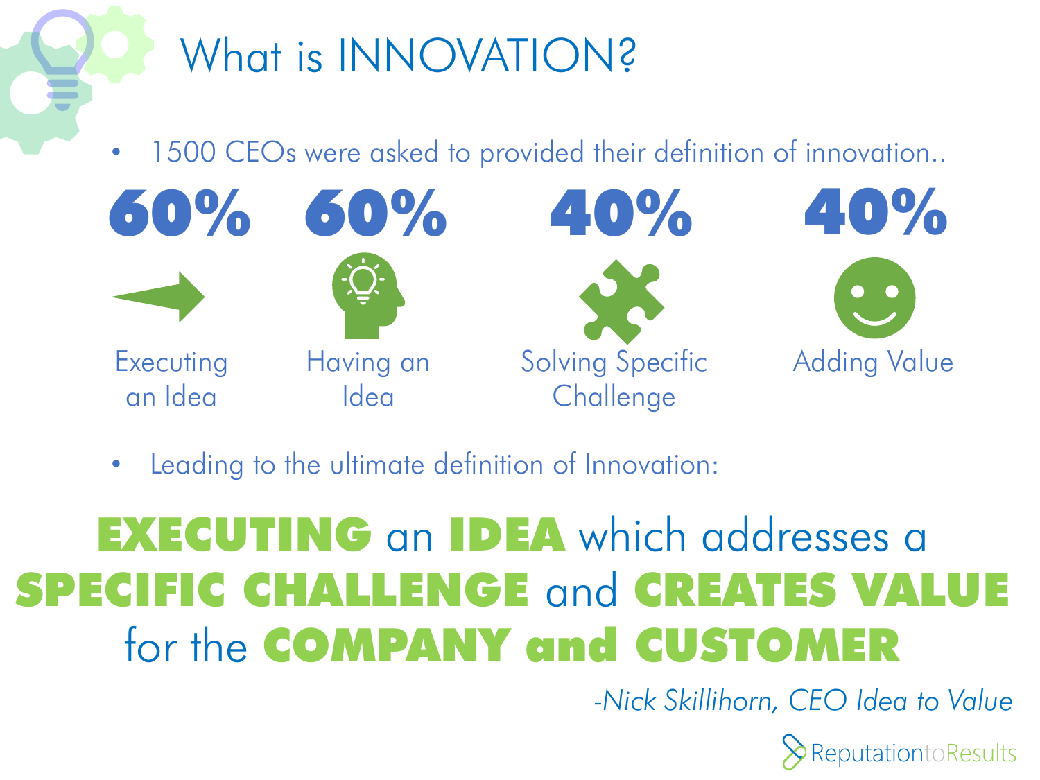# What is INNOVATION?

- 1500 CEOs were asked to provided their definition of innovation..

| 60% | 60% | 40% | 40% |
|---|---|---|---|
| Executing an Idea | Having an Idea | Solving Specific Challenge | Adding Value |

- Leading to the ultimate definition of Innovation:

**EXECUTING** an **IDEA** which addresses a **SPECIFIC CHALLENGE** and **CREATES VALUE** for the **COMPANY and CUSTOMER**

*-Nick Skillihorn, CEO Idea to Value*

ReputationtoResults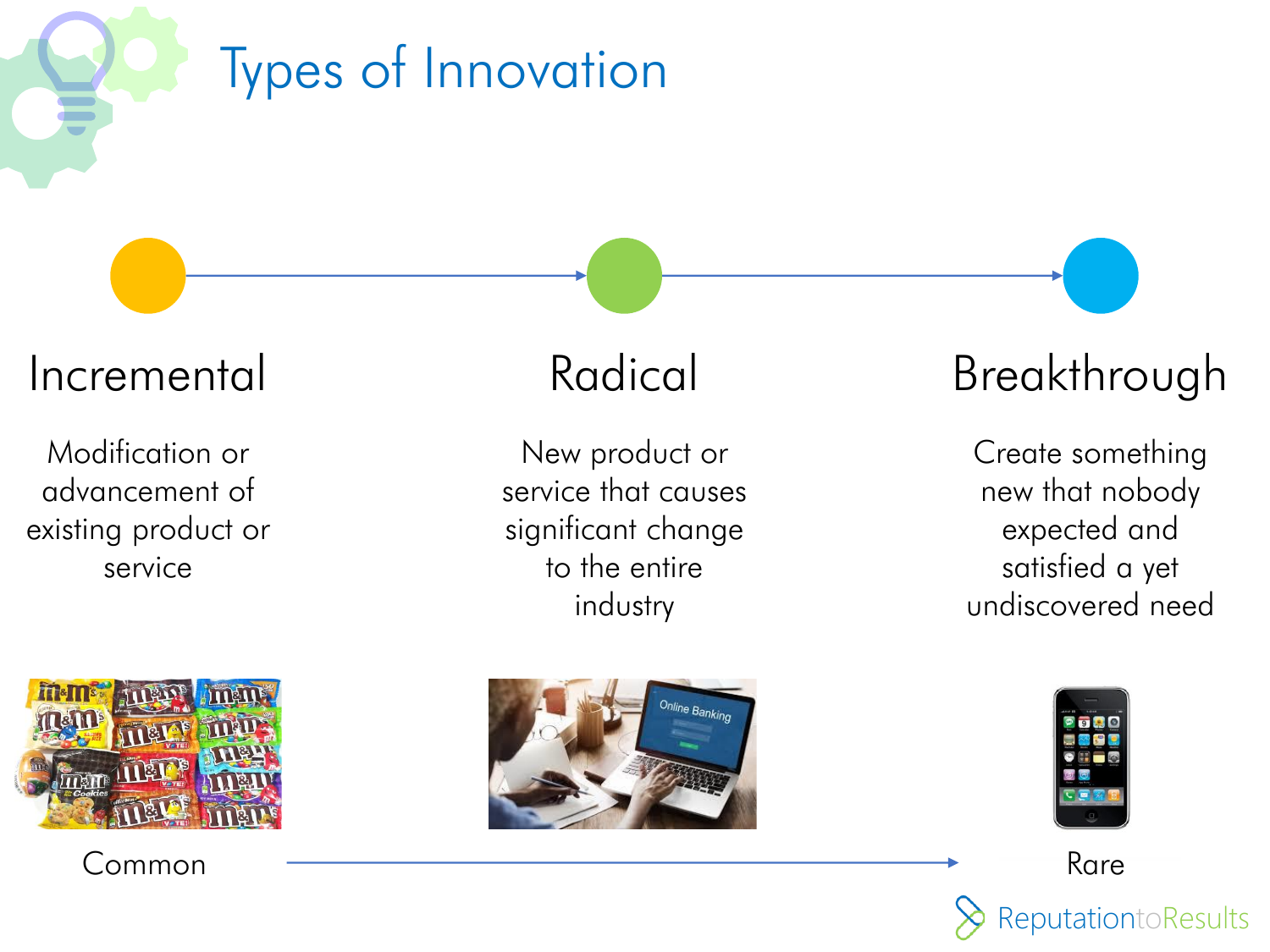# Types of Innovation

## Incremental

Modification or advancement of existing product or service

## Radical

New product or service that causes significant change to the entire industry

## Breakthrough

Create something new that nobody expected and satisfied a yet undiscovered need

Common → Rare

ReputationtoResults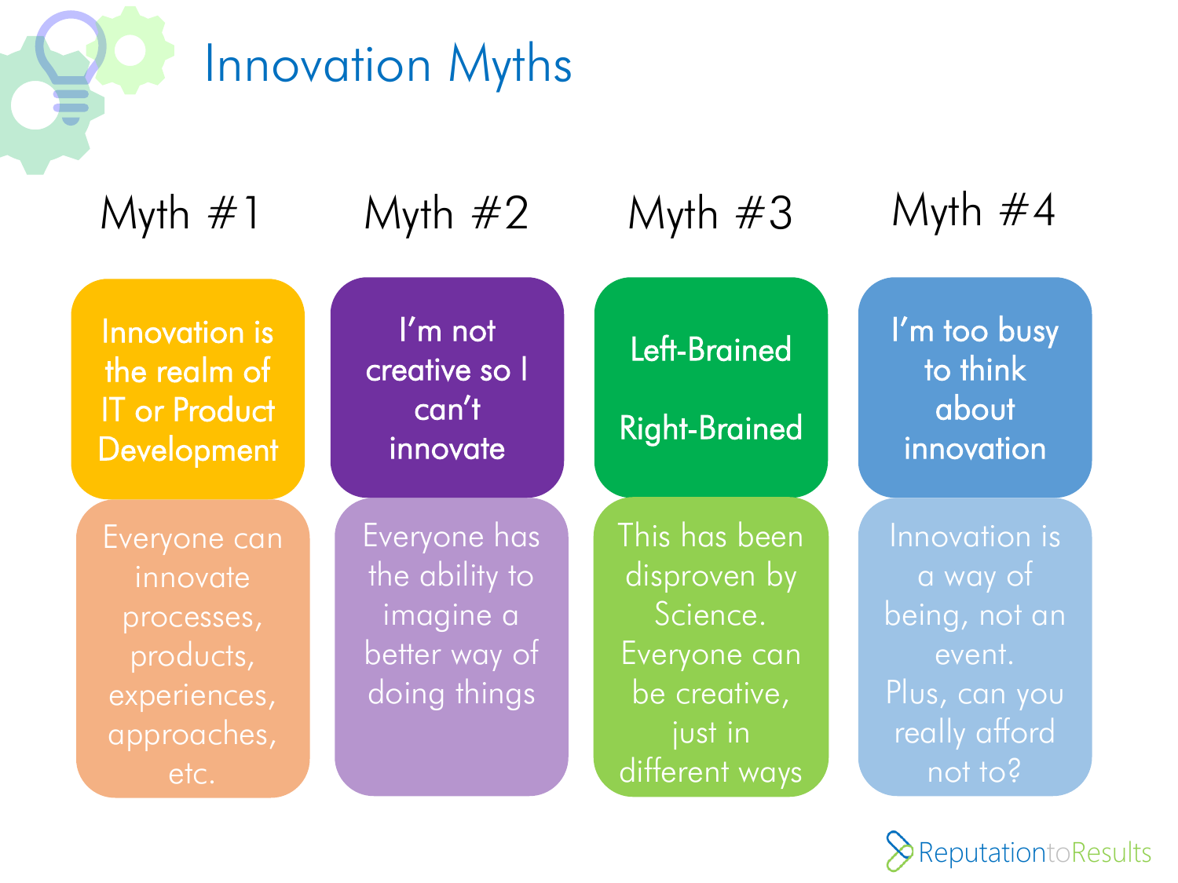# Innovation Myths

## Myth #1

**Innovation is the realm of IT or Product Development**

Everyone can innovate processes, products, experiences, approaches, etc.

## Myth #2

**I'm not creative so I can't innovate**

Everyone has the ability to imagine a better way of doing things

## Myth #3

**Left-Brained**

**Right-Brained**

This has been disproven by Science. Everyone can be creative, just in different ways

## Myth #4

**I'm too busy to think about innovation**

Innovation is a way of being, not an event. Plus, can you really afford not to?

ReputationtoResults